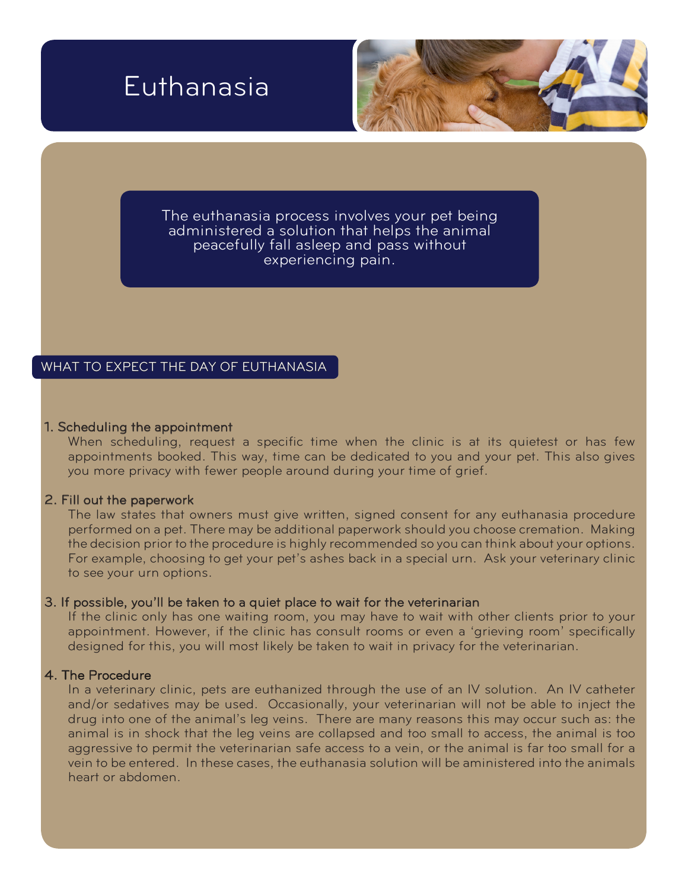# Euthanasia

The euthanasia process involves your pet being administered a solution that helps the animal peacefully fall asleep and pass without experiencing pain.

## WHAT TO EXPECT THE DAY OF EUTHANASIA

### 1. Scheduling the appointment

When scheduling, request a specific time when the clinic is at its quietest or has few appointments booked. This way, time can be dedicated to you and your pet. This also gives you more privacy with fewer people around during your time of grief.

### 2. Fill out the paperwork

The law states that owners must give written, signed consent for any euthanasia procedure performed on a pet. There may be additional paperwork should you choose cremation. Making the decision prior to the procedure is highly recommended so you can think about your options. For example, choosing to get your pet's ashes back in a special urn. Ask your veterinary clinic to see your urn options.

### 3. If possible, you'll be taken to a quiet place to wait for the veterinarian

If the clinic only has one waiting room, you may have to wait with other clients prior to your appointment. However, if the clinic has consult rooms or even a 'grieving room' specifically designed for this, you will most likely be taken to wait in privacy for the veterinarian.

### 4. The Procedure

In a veterinary clinic, pets are euthanized through the use of an IV solution. An IV catheter and/or sedatives may be used. Occasionally, your veterinarian will not be able to inject the drug into one of the animal's leg veins. There are many reasons this may occur such as: the animal is in shock that the leg veins are collapsed and too small to access, the animal is too aggressive to permit the veterinarian safe access to a vein, or the animal is far too small for a vein to be entered. In these cases, the euthanasia solution will be aministered into the animals heart or abdomen.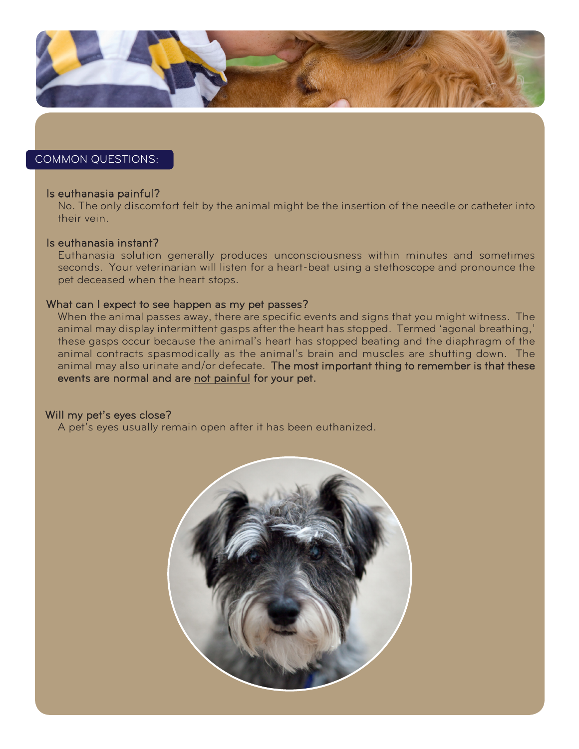## COMMON QUESTIONS:

### Is euthanasia painful?

No. The only discomfort felt by the animal might be the insertion of the needle or catheter into their vein.

### Is euthanasia instant?

Euthanasia solution generally produces unconsciousness within minutes and sometimes seconds. Your veterinarian will listen for a heart-beat using a stethoscope and pronounce the pet deceased when the heart stops.

### What can I expect to see happen as my pet passes?

When the animal passes away, there are specific events and signs that you might witness. The animal may display intermittent gasps after the heart has stopped. Termed 'agonal breathing,' these gasps occur because the animal's heart has stopped beating and the diaphragm of the animal contracts spasmodically as the animal's brain and muscles are shutting down. The animal may also urinate and/or defecate. **The most important thing to remember is that these events are normal and are <u>not painful</u> for your pet.**

### Will my pet's eyes close?

A pet's eyes usually remain open after it has been euthanized.